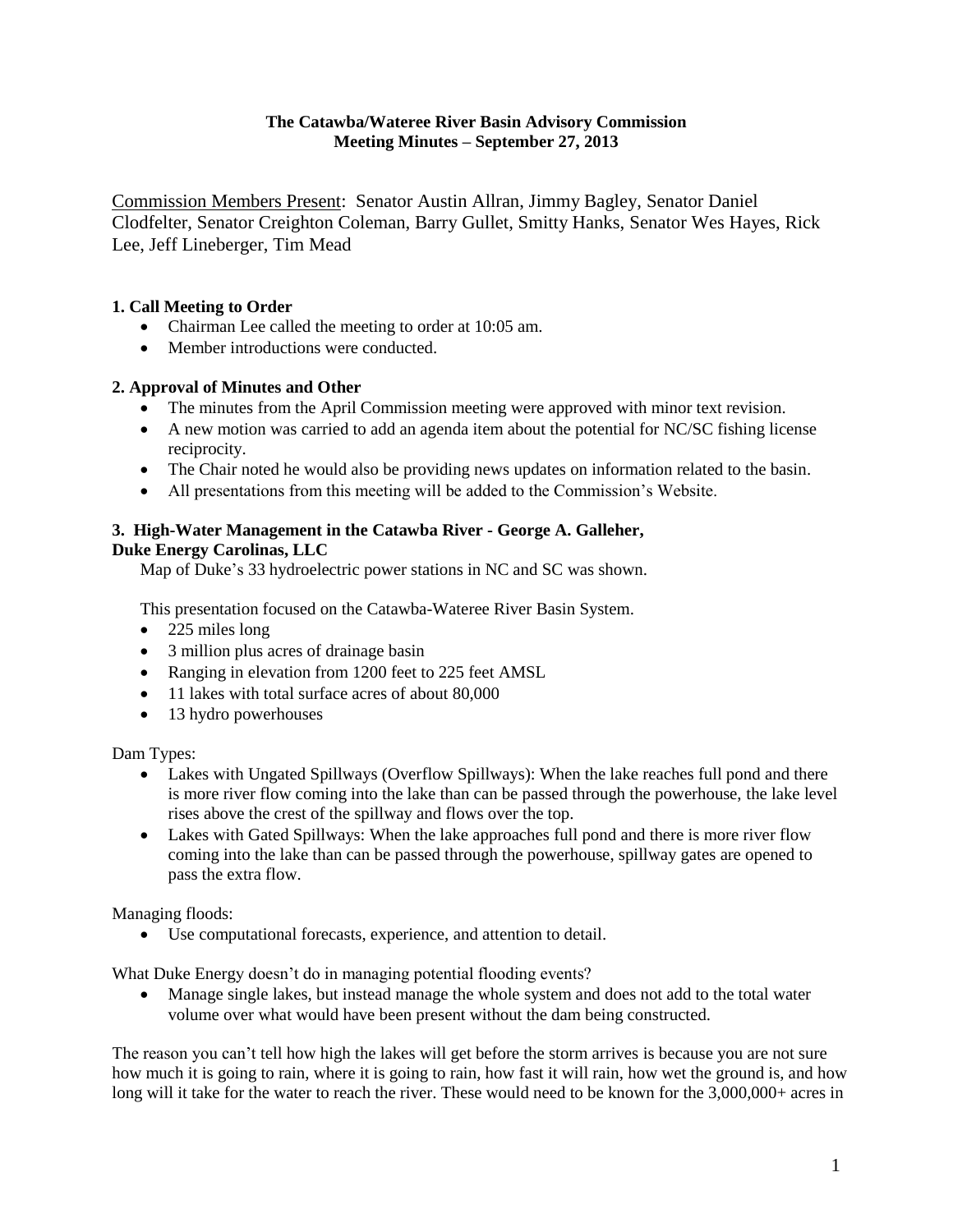**The Catawba/Wateree River Basin Advisory Commission**
**Meeting Minutes – September 27, 2013**

Commission Members Present: Senator Austin Allran, Jimmy Bagley, Senator Daniel Clodfelter, Senator Creighton Coleman, Barry Gullet, Smitty Hanks, Senator Wes Hayes, Rick Lee, Jeff Lineberger, Tim Mead

### 1. Call Meeting to Order

- Chairman Lee called the meeting to order at 10:05 am.
- Member introductions were conducted.

### 2. Approval of Minutes and Other

- The minutes from the April Commission meeting were approved with minor text revision.
- A new motion was carried to add an agenda item about the potential for NC/SC fishing license reciprocity.
- The Chair noted he would also be providing news updates on information related to the basin.
- All presentations from this meeting will be added to the Commission's Website.

### 3. High-Water Management in the Catawba River - George A. Galleher, Duke Energy Carolinas, LLC

Map of Duke's 33 hydroelectric power stations in NC and SC was shown.

This presentation focused on the Catawba-Wateree River Basin System.

- 225 miles long
- 3 million plus acres of drainage basin
- Ranging in elevation from 1200 feet to 225 feet AMSL
- 11 lakes with total surface acres of about 80,000
- 13 hydro powerhouses

Dam Types:

- Lakes with Ungated Spillways (Overflow Spillways): When the lake reaches full pond and there is more river flow coming into the lake than can be passed through the powerhouse, the lake level rises above the crest of the spillway and flows over the top.
- Lakes with Gated Spillways: When the lake approaches full pond and there is more river flow coming into the lake than can be passed through the powerhouse, spillway gates are opened to pass the extra flow.

Managing floods:

- Use computational forecasts, experience, and attention to detail.

What Duke Energy doesn't do in managing potential flooding events?

- Manage single lakes, but instead manage the whole system and does not add to the total water volume over what would have been present without the dam being constructed.

The reason you can't tell how high the lakes will get before the storm arrives is because you are not sure how much it is going to rain, where it is going to rain, how fast it will rain, how wet the ground is, and how long will it take for the water to reach the river. These would need to be known for the 3,000,000+ acres in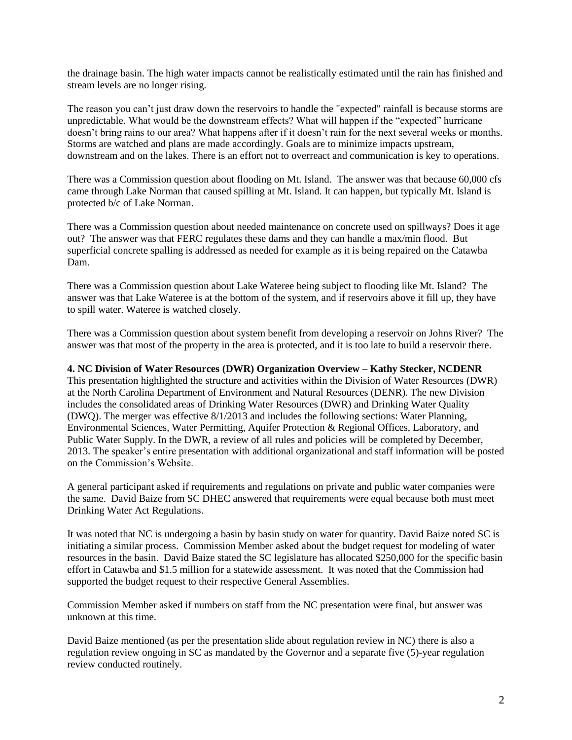the drainage basin. The high water impacts cannot be realistically estimated until the rain has finished and stream levels are no longer rising.

The reason you can't just draw down the reservoirs to handle the "expected" rainfall is because storms are unpredictable. What would be the downstream effects? What will happen if the "expected" hurricane doesn't bring rains to our area? What happens after if it doesn't rain for the next several weeks or months. Storms are watched and plans are made accordingly. Goals are to minimize impacts upstream, downstream and on the lakes. There is an effort not to overreact and communication is key to operations.

There was a Commission question about flooding on Mt. Island. The answer was that because 60,000 cfs came through Lake Norman that caused spilling at Mt. Island. It can happen, but typically Mt. Island is protected b/c of Lake Norman.

There was a Commission question about needed maintenance on concrete used on spillways? Does it age out? The answer was that FERC regulates these dams and they can handle a max/min flood. But superficial concrete spalling is addressed as needed for example as it is being repaired on the Catawba Dam.

There was a Commission question about Lake Wateree being subject to flooding like Mt. Island? The answer was that Lake Wateree is at the bottom of the system, and if reservoirs above it fill up, they have to spill water. Wateree is watched closely.

There was a Commission question about system benefit from developing a reservoir on Johns River? The answer was that most of the property in the area is protected, and it is too late to build a reservoir there.

**4. NC Division of Water Resources (DWR) Organization Overview – Kathy Stecker, NCDENR**
This presentation highlighted the structure and activities within the Division of Water Resources (DWR) at the North Carolina Department of Environment and Natural Resources (DENR). The new Division includes the consolidated areas of Drinking Water Resources (DWR) and Drinking Water Quality (DWQ). The merger was effective 8/1/2013 and includes the following sections: Water Planning, Environmental Sciences, Water Permitting, Aquifer Protection & Regional Offices, Laboratory, and Public Water Supply. In the DWR, a review of all rules and policies will be completed by December, 2013. The speaker's entire presentation with additional organizational and staff information will be posted on the Commission's Website.

A general participant asked if requirements and regulations on private and public water companies were the same. David Baize from SC DHEC answered that requirements were equal because both must meet Drinking Water Act Regulations.

It was noted that NC is undergoing a basin by basin study on water for quantity. David Baize noted SC is initiating a similar process. Commission Member asked about the budget request for modeling of water resources in the basin. David Baize stated the SC legislature has allocated $250,000 for the specific basin effort in Catawba and $1.5 million for a statewide assessment. It was noted that the Commission had supported the budget request to their respective General Assemblies.

Commission Member asked if numbers on staff from the NC presentation were final, but answer was unknown at this time.

David Baize mentioned (as per the presentation slide about regulation review in NC) there is also a regulation review ongoing in SC as mandated by the Governor and a separate five (5)-year regulation review conducted routinely.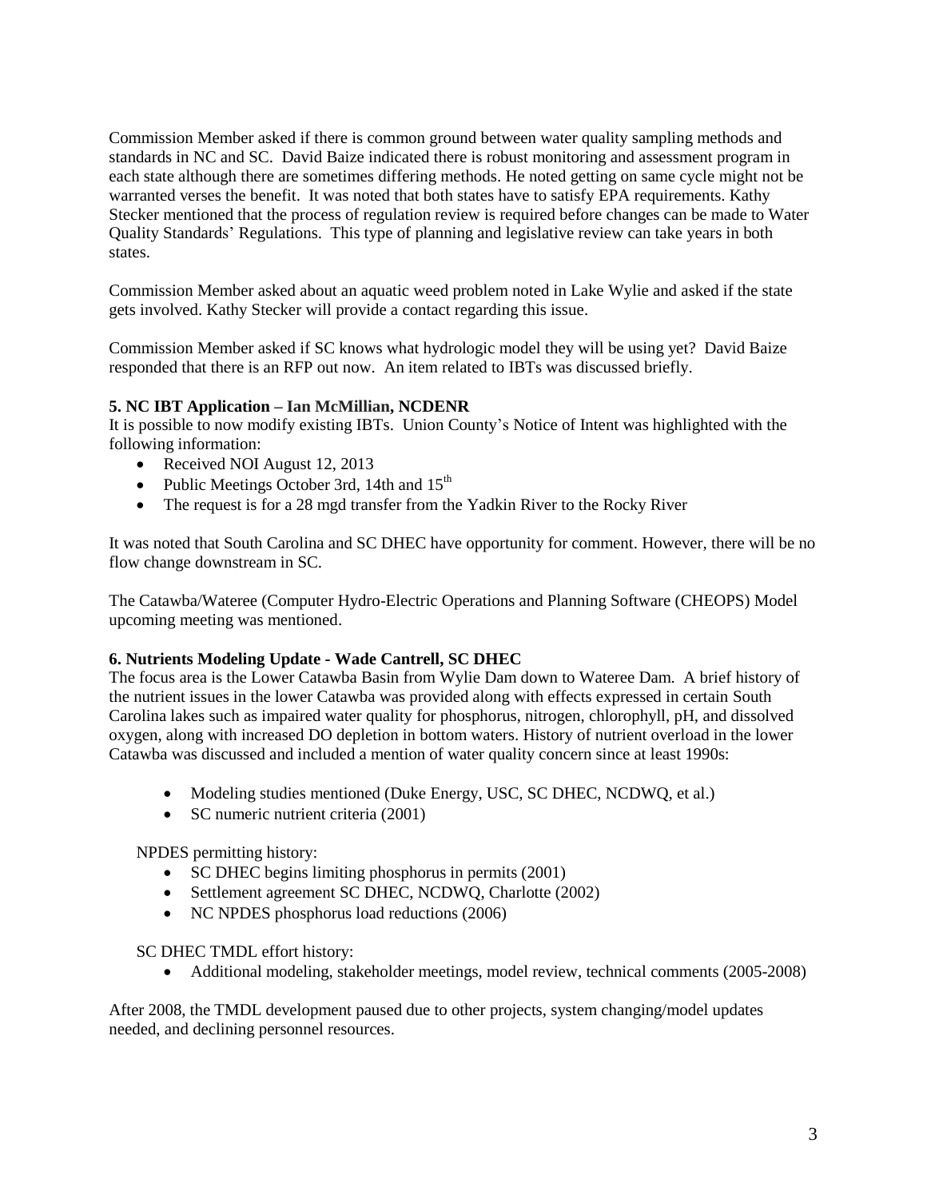Commission Member asked if there is common ground between water quality sampling methods and standards in NC and SC. David Baize indicated there is robust monitoring and assessment program in each state although there are sometimes differing methods. He noted getting on same cycle might not be warranted verses the benefit. It was noted that both states have to satisfy EPA requirements. Kathy Stecker mentioned that the process of regulation review is required before changes can be made to Water Quality Standards' Regulations. This type of planning and legislative review can take years in both states.

Commission Member asked about an aquatic weed problem noted in Lake Wylie and asked if the state gets involved. Kathy Stecker will provide a contact regarding this issue.

Commission Member asked if SC knows what hydrologic model they will be using yet? David Baize responded that there is an RFP out now. An item related to IBTs was discussed briefly.

**5. NC IBT Application – Ian McMillian, NCDENR**

It is possible to now modify existing IBTs. Union County's Notice of Intent was highlighted with the following information:

- Received NOI August 12, 2013
- Public Meetings October 3rd, 14th and 15th
- The request is for a 28 mgd transfer from the Yadkin River to the Rocky River

It was noted that South Carolina and SC DHEC have opportunity for comment. However, there will be no flow change downstream in SC.

The Catawba/Wateree (Computer Hydro-Electric Operations and Planning Software (CHEOPS) Model upcoming meeting was mentioned.

**6. Nutrients Modeling Update - Wade Cantrell, SC DHEC**

The focus area is the Lower Catawba Basin from Wylie Dam down to Wateree Dam. A brief history of the nutrient issues in the lower Catawba was provided along with effects expressed in certain South Carolina lakes such as impaired water quality for phosphorus, nitrogen, chlorophyll, pH, and dissolved oxygen, along with increased DO depletion in bottom waters. History of nutrient overload in the lower Catawba was discussed and included a mention of water quality concern since at least 1990s:

- Modeling studies mentioned (Duke Energy, USC, SC DHEC, NCDWQ, et al.)
- SC numeric nutrient criteria (2001)

NPDES permitting history:

- SC DHEC begins limiting phosphorus in permits (2001)
- Settlement agreement SC DHEC, NCDWQ, Charlotte (2002)
- NC NPDES phosphorus load reductions (2006)

SC DHEC TMDL effort history:

- Additional modeling, stakeholder meetings, model review, technical comments (2005-2008)

After 2008, the TMDL development paused due to other projects, system changing/model updates needed, and declining personnel resources.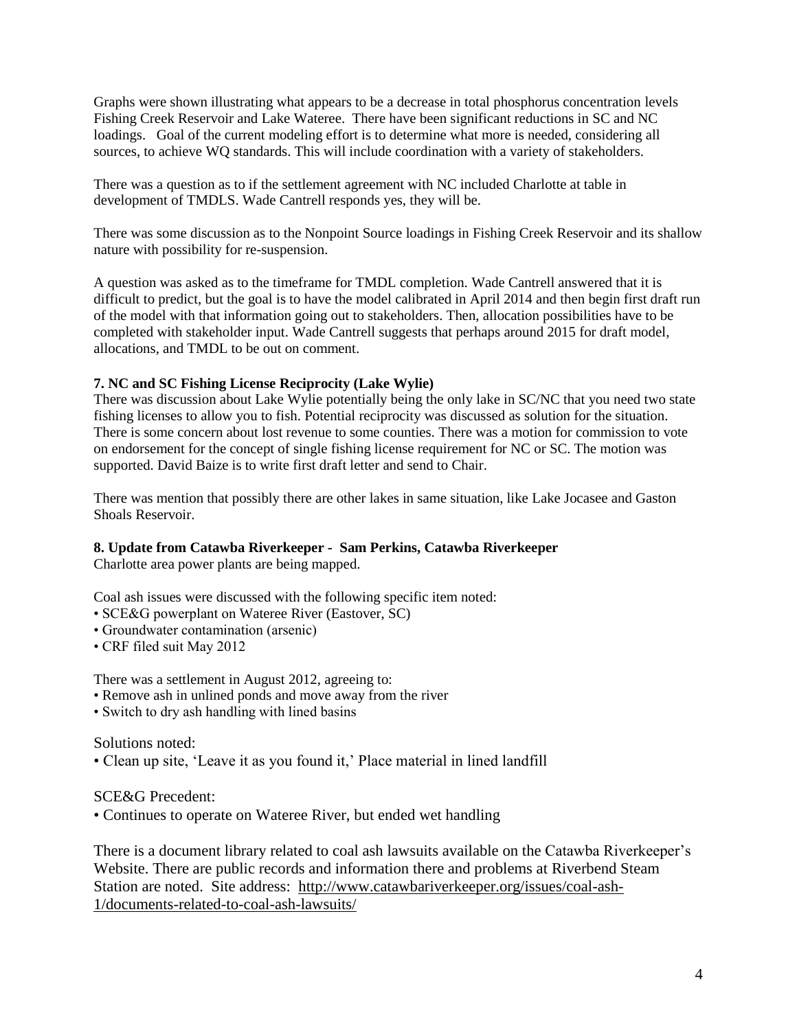Graphs were shown illustrating what appears to be a decrease in total phosphorus concentration levels Fishing Creek Reservoir and Lake Wateree. There have been significant reductions in SC and NC loadings. Goal of the current modeling effort is to determine what more is needed, considering all sources, to achieve WQ standards. This will include coordination with a variety of stakeholders.

There was a question as to if the settlement agreement with NC included Charlotte at table in development of TMDLS. Wade Cantrell responds yes, they will be.

There was some discussion as to the Nonpoint Source loadings in Fishing Creek Reservoir and its shallow nature with possibility for re-suspension.

A question was asked as to the timeframe for TMDL completion. Wade Cantrell answered that it is difficult to predict, but the goal is to have the model calibrated in April 2014 and then begin first draft run of the model with that information going out to stakeholders. Then, allocation possibilities have to be completed with stakeholder input. Wade Cantrell suggests that perhaps around 2015 for draft model, allocations, and TMDL to be out on comment.

**7. NC and SC Fishing License Reciprocity (Lake Wylie)**

There was discussion about Lake Wylie potentially being the only lake in SC/NC that you need two state fishing licenses to allow you to fish. Potential reciprocity was discussed as solution for the situation. There is some concern about lost revenue to some counties. There was a motion for commission to vote on endorsement for the concept of single fishing license requirement for NC or SC. The motion was supported. David Baize is to write first draft letter and send to Chair.

There was mention that possibly there are other lakes in same situation, like Lake Jocasee and Gaston Shoals Reservoir.

**8. Update from Catawba Riverkeeper - Sam Perkins, Catawba Riverkeeper**

Charlotte area power plants are being mapped.

Coal ash issues were discussed with the following specific item noted:

- SCE&G powerplant on Wateree River (Eastover, SC)
- Groundwater contamination (arsenic)
- CRF filed suit May 2012

There was a settlement in August 2012, agreeing to:

- Remove ash in unlined ponds and move away from the river
- Switch to dry ash handling with lined basins

Solutions noted:

- Clean up site, 'Leave it as you found it,' Place material in lined landfill

SCE&G Precedent:

- Continues to operate on Wateree River, but ended wet handling

There is a document library related to coal ash lawsuits available on the Catawba Riverkeeper's Website. There are public records and information there and problems at Riverbend Steam Station are noted. Site address: http://www.catawbariverkeeper.org/issues/coal-ash-1/documents-related-to-coal-ash-lawsuits/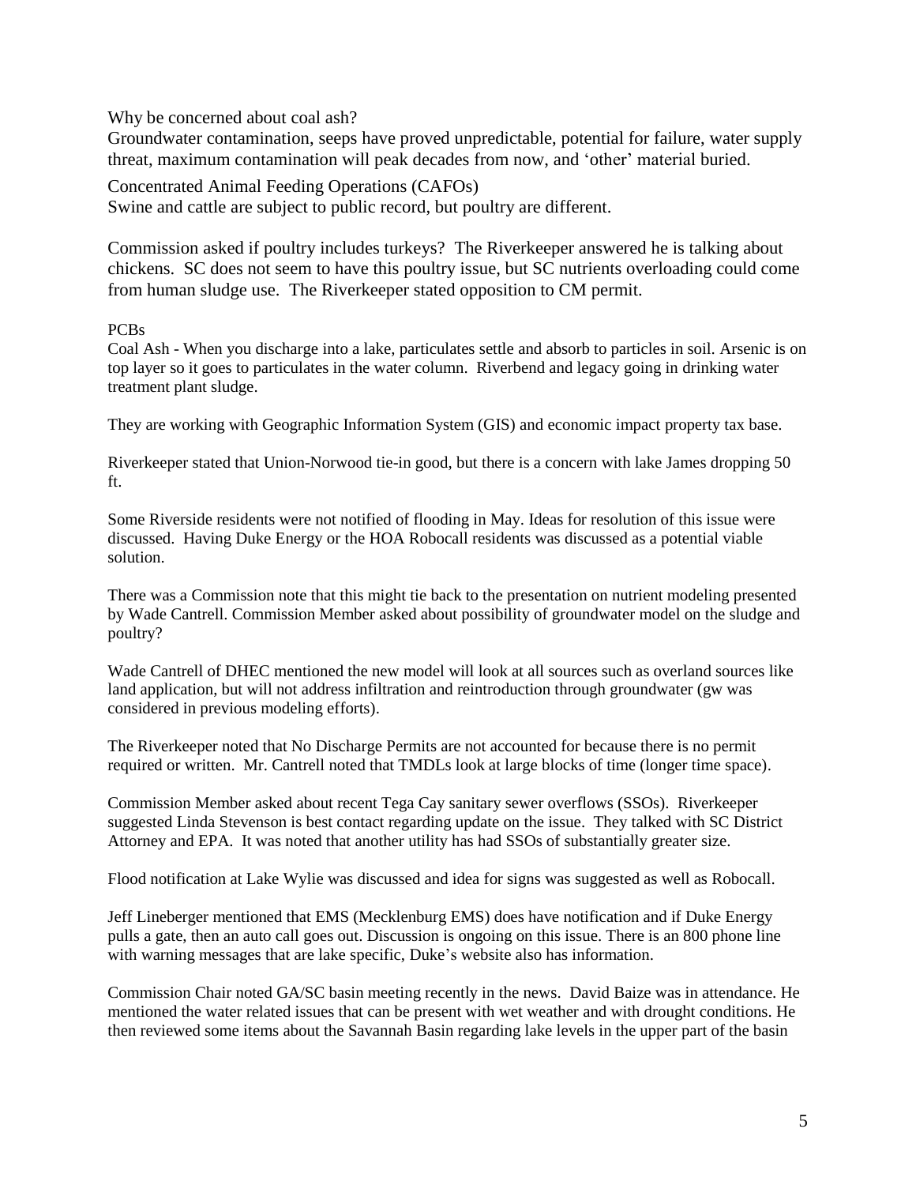Why be concerned about coal ash?

Groundwater contamination, seeps have proved unpredictable, potential for failure, water supply threat, maximum contamination will peak decades from now, and 'other' material buried.

Concentrated Animal Feeding Operations (CAFOs)

Swine and cattle are subject to public record, but poultry are different.

Commission asked if poultry includes turkeys? The Riverkeeper answered he is talking about chickens. SC does not seem to have this poultry issue, but SC nutrients overloading could come from human sludge use. The Riverkeeper stated opposition to CM permit.

PCBs

Coal Ash - When you discharge into a lake, particulates settle and absorb to particles in soil. Arsenic is on top layer so it goes to particulates in the water column. Riverbend and legacy going in drinking water treatment plant sludge.

They are working with Geographic Information System (GIS) and economic impact property tax base.

Riverkeeper stated that Union-Norwood tie-in good, but there is a concern with lake James dropping 50 ft.

Some Riverside residents were not notified of flooding in May. Ideas for resolution of this issue were discussed. Having Duke Energy or the HOA Robocall residents was discussed as a potential viable solution.

There was a Commission note that this might tie back to the presentation on nutrient modeling presented by Wade Cantrell. Commission Member asked about possibility of groundwater model on the sludge and poultry?

Wade Cantrell of DHEC mentioned the new model will look at all sources such as overland sources like land application, but will not address infiltration and reintroduction through groundwater (gw was considered in previous modeling efforts).

The Riverkeeper noted that No Discharge Permits are not accounted for because there is no permit required or written. Mr. Cantrell noted that TMDLs look at large blocks of time (longer time space).

Commission Member asked about recent Tega Cay sanitary sewer overflows (SSOs). Riverkeeper suggested Linda Stevenson is best contact regarding update on the issue. They talked with SC District Attorney and EPA. It was noted that another utility has had SSOs of substantially greater size.

Flood notification at Lake Wylie was discussed and idea for signs was suggested as well as Robocall.

Jeff Lineberger mentioned that EMS (Mecklenburg EMS) does have notification and if Duke Energy pulls a gate, then an auto call goes out. Discussion is ongoing on this issue. There is an 800 phone line with warning messages that are lake specific, Duke's website also has information.

Commission Chair noted GA/SC basin meeting recently in the news. David Baize was in attendance. He mentioned the water related issues that can be present with wet weather and with drought conditions. He then reviewed some items about the Savannah Basin regarding lake levels in the upper part of the basin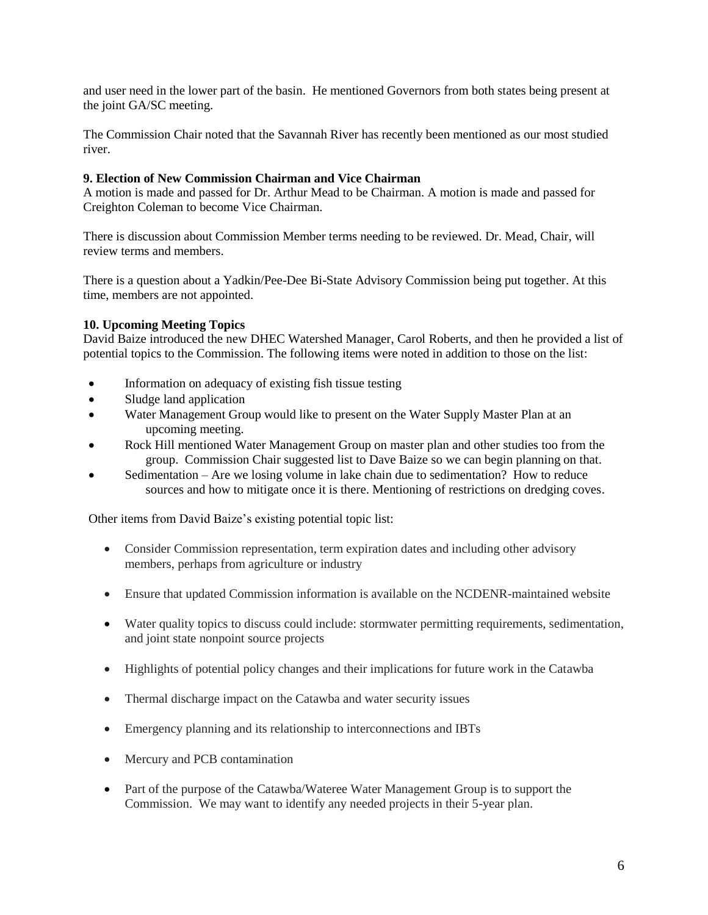and user need in the lower part of the basin. He mentioned Governors from both states being present at the joint GA/SC meeting.

The Commission Chair noted that the Savannah River has recently been mentioned as our most studied river.

**9. Election of New Commission Chairman and Vice Chairman**

A motion is made and passed for Dr. Arthur Mead to be Chairman. A motion is made and passed for Creighton Coleman to become Vice Chairman.

There is discussion about Commission Member terms needing to be reviewed. Dr. Mead, Chair, will review terms and members.

There is a question about a Yadkin/Pee-Dee Bi-State Advisory Commission being put together. At this time, members are not appointed.

**10. Upcoming Meeting Topics**

David Baize introduced the new DHEC Watershed Manager, Carol Roberts, and then he provided a list of potential topics to the Commission. The following items were noted in addition to those on the list:

- Information on adequacy of existing fish tissue testing
- Sludge land application
- Water Management Group would like to present on the Water Supply Master Plan at an upcoming meeting.
- Rock Hill mentioned Water Management Group on master plan and other studies too from the group. Commission Chair suggested list to Dave Baize so we can begin planning on that.
- Sedimentation – Are we losing volume in lake chain due to sedimentation? How to reduce sources and how to mitigate once it is there. Mentioning of restrictions on dredging coves.

Other items from David Baize's existing potential topic list:

- Consider Commission representation, term expiration dates and including other advisory members, perhaps from agriculture or industry
- Ensure that updated Commission information is available on the NCDENR-maintained website
- Water quality topics to discuss could include: stormwater permitting requirements, sedimentation, and joint state nonpoint source projects
- Highlights of potential policy changes and their implications for future work in the Catawba
- Thermal discharge impact on the Catawba and water security issues
- Emergency planning and its relationship to interconnections and IBTs
- Mercury and PCB contamination
- Part of the purpose of the Catawba/Wateree Water Management Group is to support the Commission. We may want to identify any needed projects in their 5-year plan.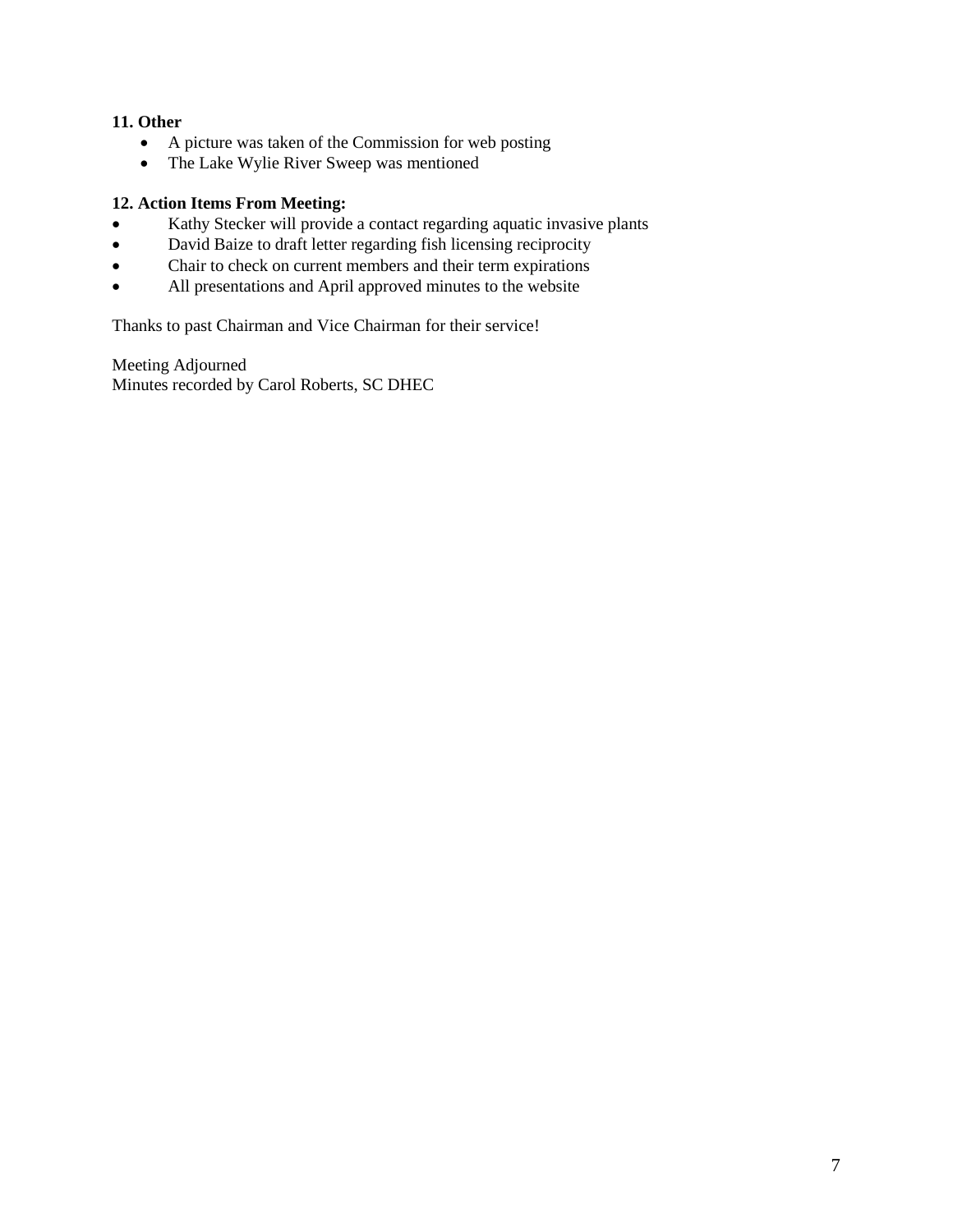**11. Other**

- A picture was taken of the Commission for web posting
- The Lake Wylie River Sweep was mentioned

**12. Action Items From Meeting:**

- Kathy Stecker will provide a contact regarding aquatic invasive plants
- David Baize to draft letter regarding fish licensing reciprocity
- Chair to check on current members and their term expirations
- All presentations and April approved minutes to the website

Thanks to past Chairman and Vice Chairman for their service!

Meeting Adjourned
Minutes recorded by Carol Roberts, SC DHEC